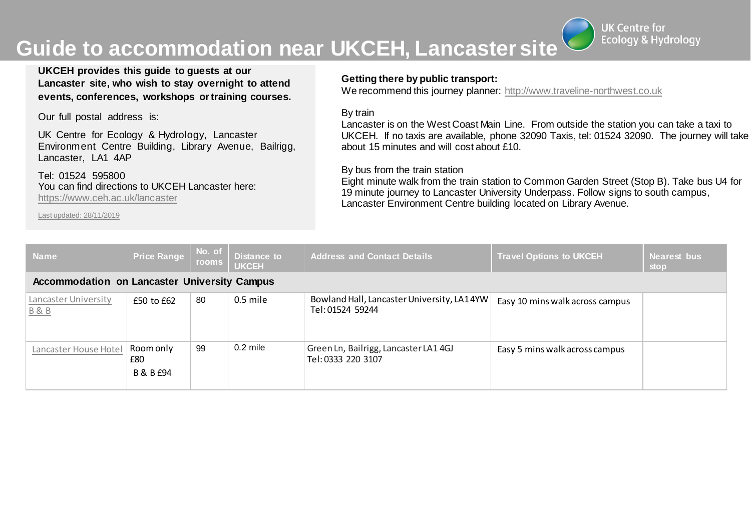# Guide to accommodation near UKCEH, Lancaster site

UK Centre for Ecology & Hydrology

**UKCEH provides this guide to guests at our Lancaster site, who wish to stay overnight to attend events, conferences, workshops or training courses.**

Our full postal address is:

UK Centre for Ecology & Hydrology, Lancaster Environment Centre Building, Library Avenue, Bailrigg, Lancaster, LA1 4AP

Tel: 01524 595800
You can find directions to UKCEH Lancaster here:
https://www.ceh.ac.uk/lancaster

Last updated: 28/11/2019

**Getting there by public transport:**
We recommend this journey planner: http://www.traveline-northwest.co.uk

By train
Lancaster is on the West Coast Main Line. From outside the station you can take a taxi to UKCEH. If no taxis are available, phone 32090 Taxis, tel: 01524 32090. The journey will take about 15 minutes and will cost about £10.

By bus from the train station
Eight minute walk from the train station to Common Garden Street (Stop B). Take bus U4 for 19 minute journey to Lancaster University Underpass. Follow signs to south campus, Lancaster Environment Centre building located on Library Avenue.

| Name | Price Range | No. of rooms | Distance to UKCEH | Address and Contact Details | Travel Options to UKCEH | Nearest bus stop |
|---|---|---|---|---|---|---|
| **Accommodation on Lancaster University Campus** | | | | | | |
| Lancaster University B & B | £50 to £62 | 80 | 0.5 mile | Bowland Hall, Lancaster University, LA1 4YW Tel: 01524 59244 | Easy 10 mins walk across campus | |
| Lancaster House Hotel | Room only £80 B & B £94 | 99 | 0.2 mile | Green Ln, Bailrigg, Lancaster LA1 4GJ Tel: 0333 220 3107 | Easy 5 mins walk across campus | |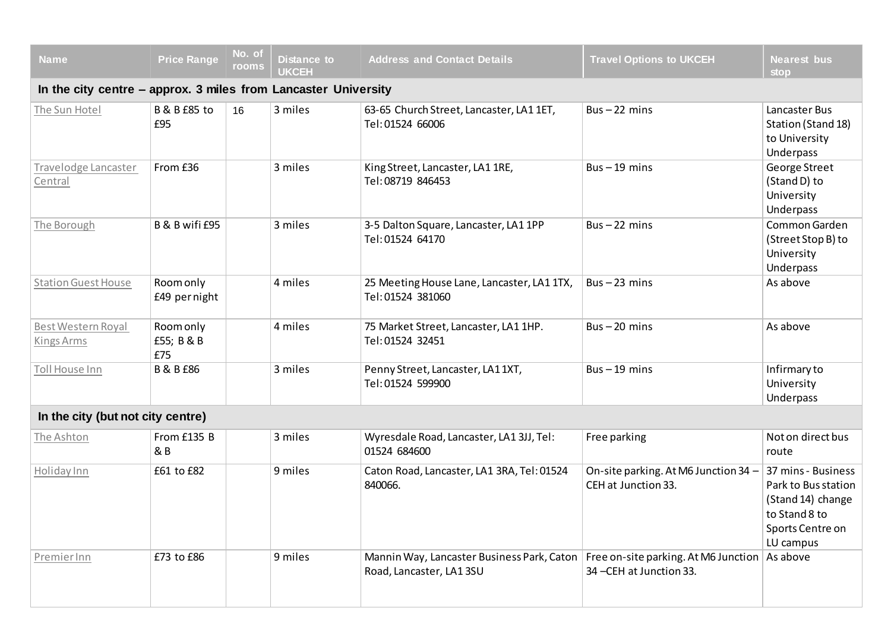| Name | Price Range | No. of rooms | Distance to UKCEH | Address and Contact Details | Travel Options to UKCEH | Nearest bus stop |
|---|---|---|---|---|---|---|
| **In the city centre – approx. 3 miles from Lancaster University** | | | | | | |
| The Sun Hotel | B & B £85 to £95 | 16 | 3 miles | 63-65 Church Street, Lancaster, LA1 1ET, Tel: 01524 66006 | Bus – 22 mins | Lancaster Bus Station (Stand 18) to University Underpass |
| Travelodge Lancaster Central | From £36 | | 3 miles | King Street, Lancaster, LA1 1RE, Tel: 08719 846453 | Bus – 19 mins | George Street (Stand D) to University Underpass |
| The Borough | B & B wifi £95 | | 3 miles | 3-5 Dalton Square, Lancaster, LA1 1PP Tel: 01524 64170 | Bus – 22 mins | Common Garden (Street Stop B) to University Underpass |
| Station Guest House | Room only £49 per night | | 4 miles | 25 Meeting House Lane, Lancaster, LA1 1TX, Tel: 01524 381060 | Bus – 23 mins | As above |
| Best Western Royal Kings Arms | Room only £55; B & B £75 | | 4 miles | 75 Market Street, Lancaster, LA1 1HP. Tel: 01524 32451 | Bus – 20 mins | As above |
| Toll House Inn | B & B £86 | | 3 miles | Penny Street, Lancaster, LA1 1XT, Tel: 01524 599900 | Bus – 19 mins | Infirmary to University Underpass |
| **In the city (but not city centre)** | | | | | | |
| The Ashton | From £135 B & B | | 3 miles | Wyresdale Road, Lancaster, LA1 3JJ, Tel: 01524 684600 | Free parking | Not on direct bus route |
| Holiday Inn | £61 to £82 | | 9 miles | Caton Road, Lancaster, LA1 3RA, Tel: 01524 840066. | On-site parking. At M6 Junction 34 – CEH at Junction 33. | 37 mins - Business Park to Bus station (Stand 14) change to Stand 8 to Sports Centre on LU campus |
| Premier Inn | £73 to £86 | | 9 miles | Mannin Way, Lancaster Business Park, Caton Road, Lancaster, LA1 3SU | Free on-site parking. At M6 Junction 34 –CEH at Junction 33. | As above |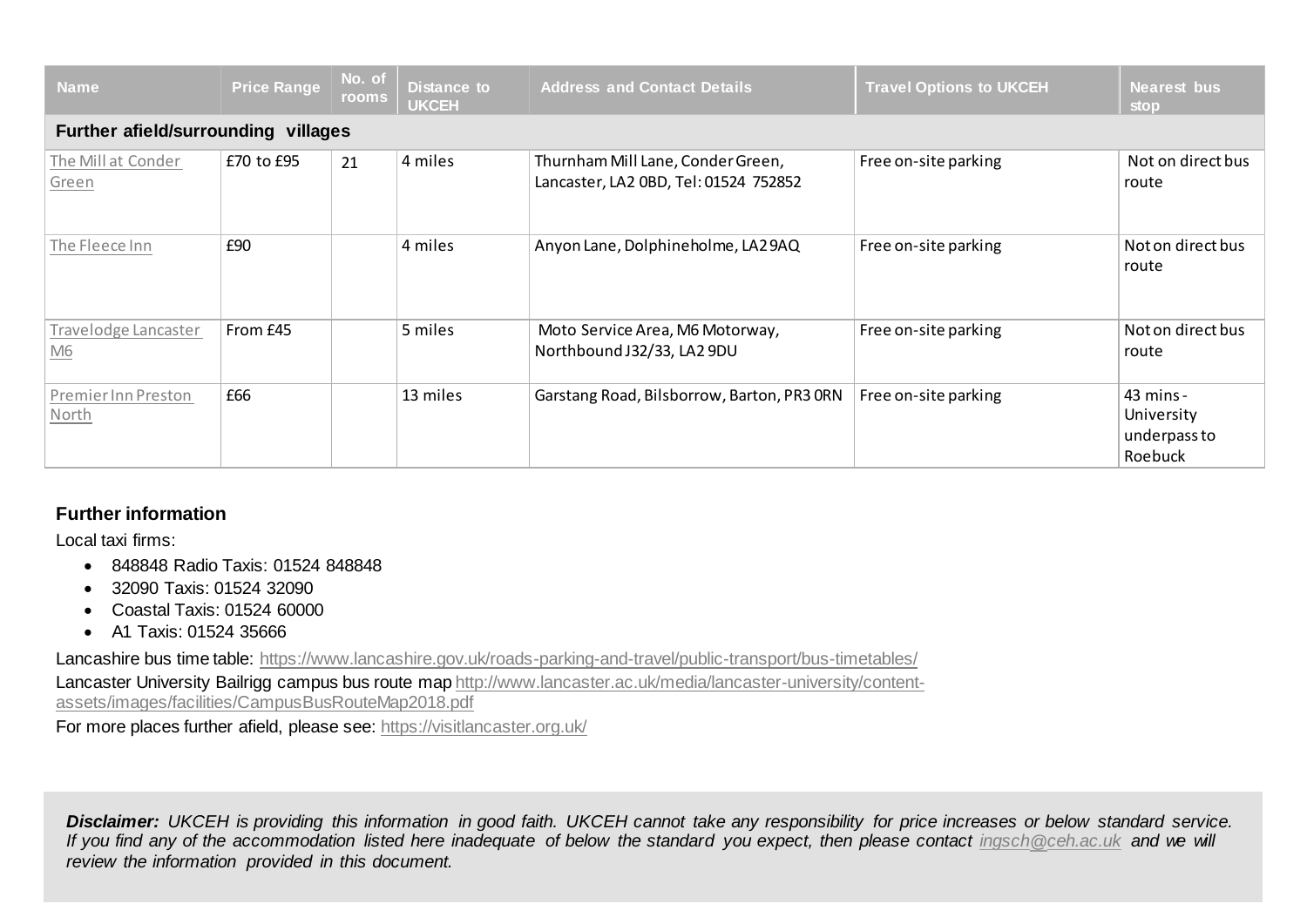| Name | Price Range | No. of rooms | Distance to UKCEH | Address and Contact Details | Travel Options to UKCEH | Nearest bus stop |
|---|---|---|---|---|---|---|
| **Further afield/surrounding villages** | | | | | | |
| The Mill at Conder Green | £70 to £95 | 21 | 4 miles | Thurnham Mill Lane, Conder Green, Lancaster, LA2 0BD, Tel: 01524 752852 | Free on-site parking | Not on direct bus route |
| The Fleece Inn | £90 | | 4 miles | Anyon Lane, Dolphineholme, LA2 9AQ | Free on-site parking | Not on direct bus route |
| Travelodge Lancaster M6 | From £45 | | 5 miles | Moto Service Area, M6 Motorway, Northbound J32/33, LA2 9DU | Free on-site parking | Not on direct bus route |
| Premier Inn Preston North | £66 | | 13 miles | Garstang Road, Bilsborrow, Barton, PR3 0RN | Free on-site parking | 43 mins - University underpass to Roebuck |

## Further information

Local taxi firms:

- 848848 Radio Taxis: 01524 848848
- 32090 Taxis: 01524 32090
- Coastal Taxis: 01524 60000
- A1 Taxis: 01524 35666

Lancashire bus time table: https://www.lancashire.gov.uk/roads-parking-and-travel/public-transport/bus-timetables/

Lancaster University Bailrigg campus bus route map http://www.lancaster.ac.uk/media/lancaster-university/content-assets/images/facilities/CampusBusRouteMap2018.pdf

For more places further afield, please see: https://visitlancaster.org.uk/

***Disclaimer:*** *UKCEH is providing this information in good faith. UKCEH cannot take any responsibility for price increases or below standard service. If you find any of the accommodation listed here inadequate of below the standard you expect, then please contact ingsch@ceh.ac.uk and we will review the information provided in this document.*